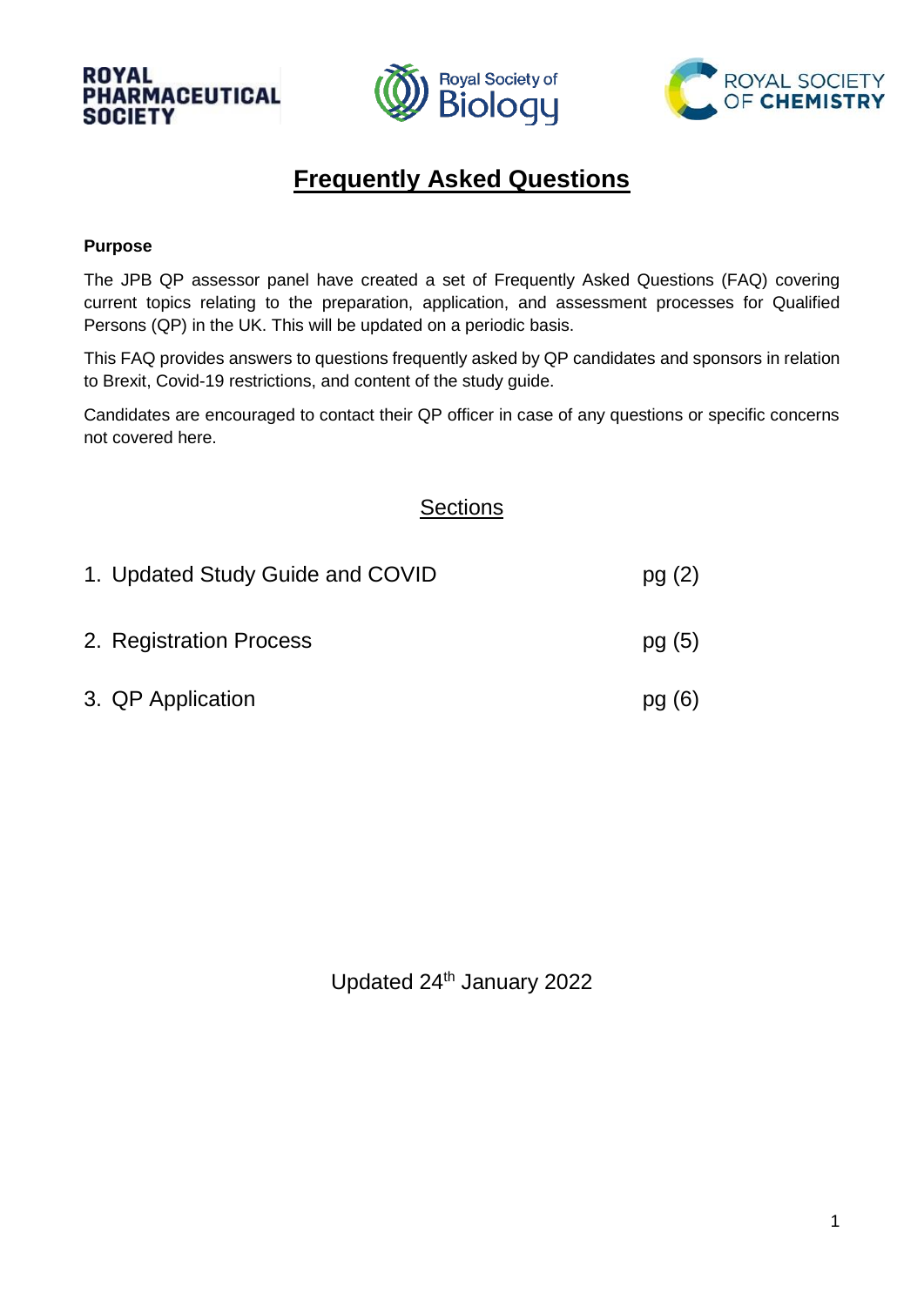ROYAL PHARMACEUTICAL SOCIETY | Royal Society of Biology | ROYAL SOCIETY OF CHEMISTRY

# Frequently Asked Questions

**Purpose**

The JPB QP assessor panel have created a set of Frequently Asked Questions (FAQ) covering current topics relating to the preparation, application, and assessment processes for Qualified Persons (QP) in the UK. This will be updated on a periodic basis.

This FAQ provides answers to questions frequently asked by QP candidates and sponsors in relation to Brexit, Covid-19 restrictions, and content of the study guide.

Candidates are encouraged to contact their QP officer in case of any questions or specific concerns not covered here.

## Sections

1. Updated Study Guide and COVID — pg (2)
2. Registration Process — pg (5)
3. QP Application — pg (6)

Updated 24th January 2022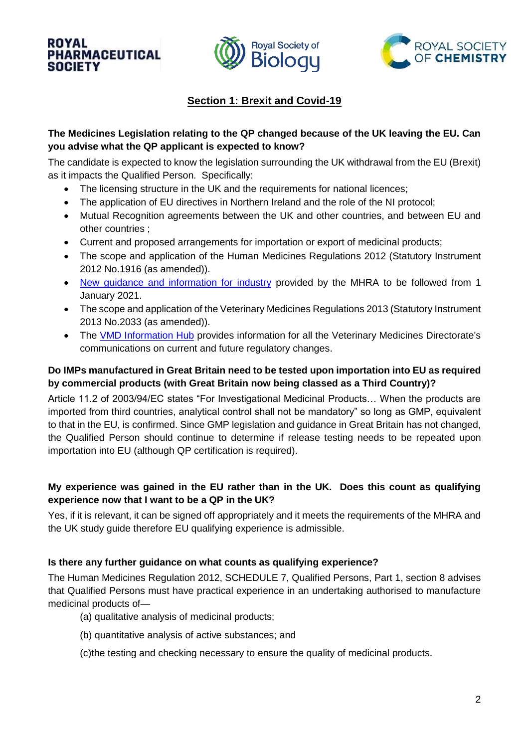## Section 1: Brexit and Covid-19

**The Medicines Legislation relating to the QP changed because of the UK leaving the EU. Can you advise what the QP applicant is expected to know?**

The candidate is expected to know the legislation surrounding the UK withdrawal from the EU (Brexit) as it impacts the Qualified Person. Specifically:

- The licensing structure in the UK and the requirements for national licences;
- The application of EU directives in Northern Ireland and the role of the NI protocol;
- Mutual Recognition agreements between the UK and other countries, and between EU and other countries ;
- Current and proposed arrangements for importation or export of medicinal products;
- The scope and application of the Human Medicines Regulations 2012 (Statutory Instrument 2012 No.1916 (as amended)).
- New guidance and information for industry provided by the MHRA to be followed from 1 January 2021.
- The scope and application of the Veterinary Medicines Regulations 2013 (Statutory Instrument 2013 No.2033 (as amended)).
- The VMD Information Hub provides information for all the Veterinary Medicines Directorate's communications on current and future regulatory changes.

**Do IMPs manufactured in Great Britain need to be tested upon importation into EU as required by commercial products (with Great Britain now being classed as a Third Country)?**

Article 11.2 of 2003/94/EC states "For Investigational Medicinal Products… When the products are imported from third countries, analytical control shall not be mandatory" so long as GMP, equivalent to that in the EU, is confirmed. Since GMP legislation and guidance in Great Britain has not changed, the Qualified Person should continue to determine if release testing needs to be repeated upon importation into EU (although QP certification is required).

**My experience was gained in the EU rather than in the UK. Does this count as qualifying experience now that I want to be a QP in the UK?**

Yes, if it is relevant, it can be signed off appropriately and it meets the requirements of the MHRA and the UK study guide therefore EU qualifying experience is admissible.

**Is there any further guidance on what counts as qualifying experience?**

The Human Medicines Regulation 2012, SCHEDULE 7, Qualified Persons, Part 1, section 8 advises that Qualified Persons must have practical experience in an undertaking authorised to manufacture medicinal products of—

(a) qualitative analysis of medicinal products;

(b) quantitative analysis of active substances; and

(c)the testing and checking necessary to ensure the quality of medicinal products.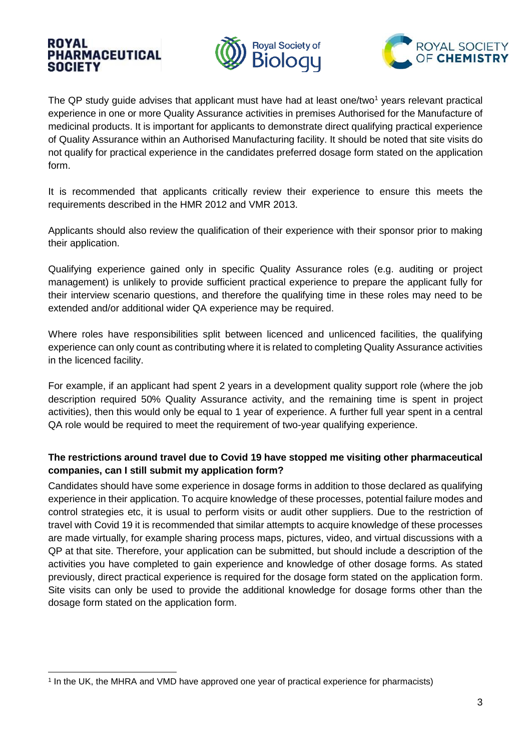The QP study guide advises that applicant must have had at least one/two[1] years relevant practical experience in one or more Quality Assurance activities in premises Authorised for the Manufacture of medicinal products. It is important for applicants to demonstrate direct qualifying practical experience of Quality Assurance within an Authorised Manufacturing facility. It should be noted that site visits do not qualify for practical experience in the candidates preferred dosage form stated on the application form.

It is recommended that applicants critically review their experience to ensure this meets the requirements described in the HMR 2012 and VMR 2013.

Applicants should also review the qualification of their experience with their sponsor prior to making their application.

Qualifying experience gained only in specific Quality Assurance roles (e.g. auditing or project management) is unlikely to provide sufficient practical experience to prepare the applicant fully for their interview scenario questions, and therefore the qualifying time in these roles may need to be extended and/or additional wider QA experience may be required.

Where roles have responsibilities split between licenced and unlicenced facilities, the qualifying experience can only count as contributing where it is related to completing Quality Assurance activities in the licenced facility.

For example, if an applicant had spent 2 years in a development quality support role (where the job description required 50% Quality Assurance activity, and the remaining time is spent in project activities), then this would only be equal to 1 year of experience. A further full year spent in a central QA role would be required to meet the requirement of two-year qualifying experience.

**The restrictions around travel due to Covid 19 have stopped me visiting other pharmaceutical companies, can I still submit my application form?**

Candidates should have some experience in dosage forms in addition to those declared as qualifying experience in their application. To acquire knowledge of these processes, potential failure modes and control strategies etc, it is usual to perform visits or audit other suppliers. Due to the restriction of travel with Covid 19 it is recommended that similar attempts to acquire knowledge of these processes are made virtually, for example sharing process maps, pictures, video, and virtual discussions with a QP at that site. Therefore, your application can be submitted, but should include a description of the activities you have completed to gain experience and knowledge of other dosage forms. As stated previously, direct practical experience is required for the dosage form stated on the application form. Site visits can only be used to provide the additional knowledge for dosage forms other than the dosage form stated on the application form.

[1] In the UK, the MHRA and VMD have approved one year of practical experience for pharmacists)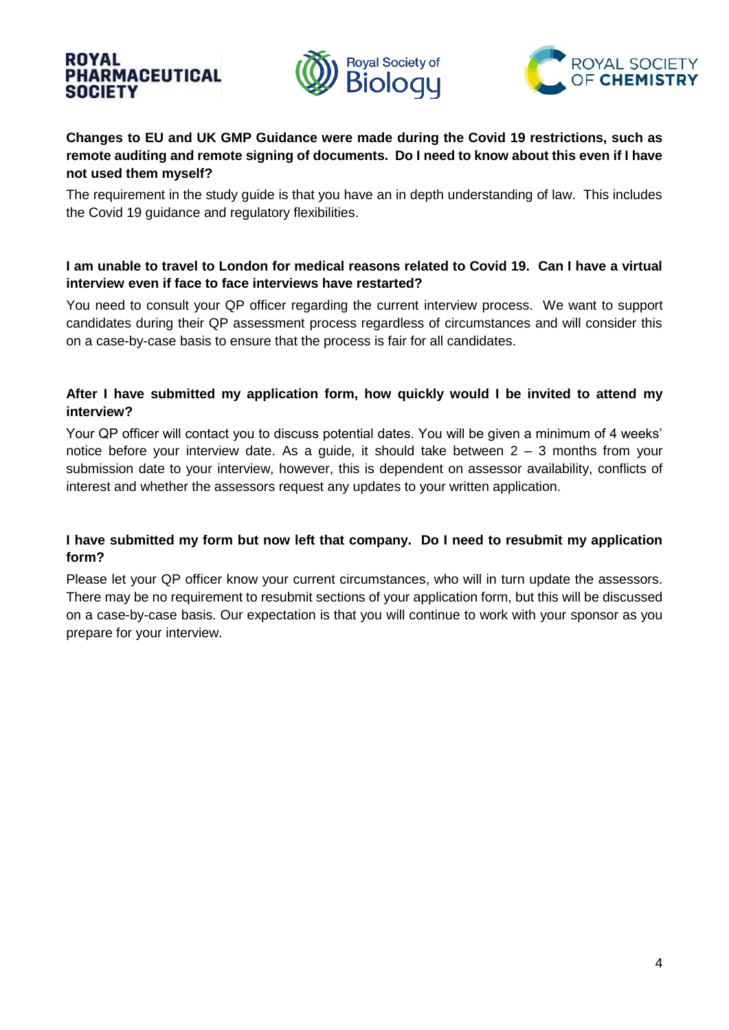**Changes to EU and UK GMP Guidance were made during the Covid 19 restrictions, such as remote auditing and remote signing of documents. Do I need to know about this even if I have not used them myself?**

The requirement in the study guide is that you have an in depth understanding of law. This includes the Covid 19 guidance and regulatory flexibilities.

**I am unable to travel to London for medical reasons related to Covid 19. Can I have a virtual interview even if face to face interviews have restarted?**

You need to consult your QP officer regarding the current interview process. We want to support candidates during their QP assessment process regardless of circumstances and will consider this on a case-by-case basis to ensure that the process is fair for all candidates.

**After I have submitted my application form, how quickly would I be invited to attend my interview?**

Your QP officer will contact you to discuss potential dates. You will be given a minimum of 4 weeks' notice before your interview date. As a guide, it should take between 2 – 3 months from your submission date to your interview, however, this is dependent on assessor availability, conflicts of interest and whether the assessors request any updates to your written application.

**I have submitted my form but now left that company. Do I need to resubmit my application form?**

Please let your QP officer know your current circumstances, who will in turn update the assessors. There may be no requirement to resubmit sections of your application form, but this will be discussed on a case-by-case basis. Our expectation is that you will continue to work with your sponsor as you prepare for your interview.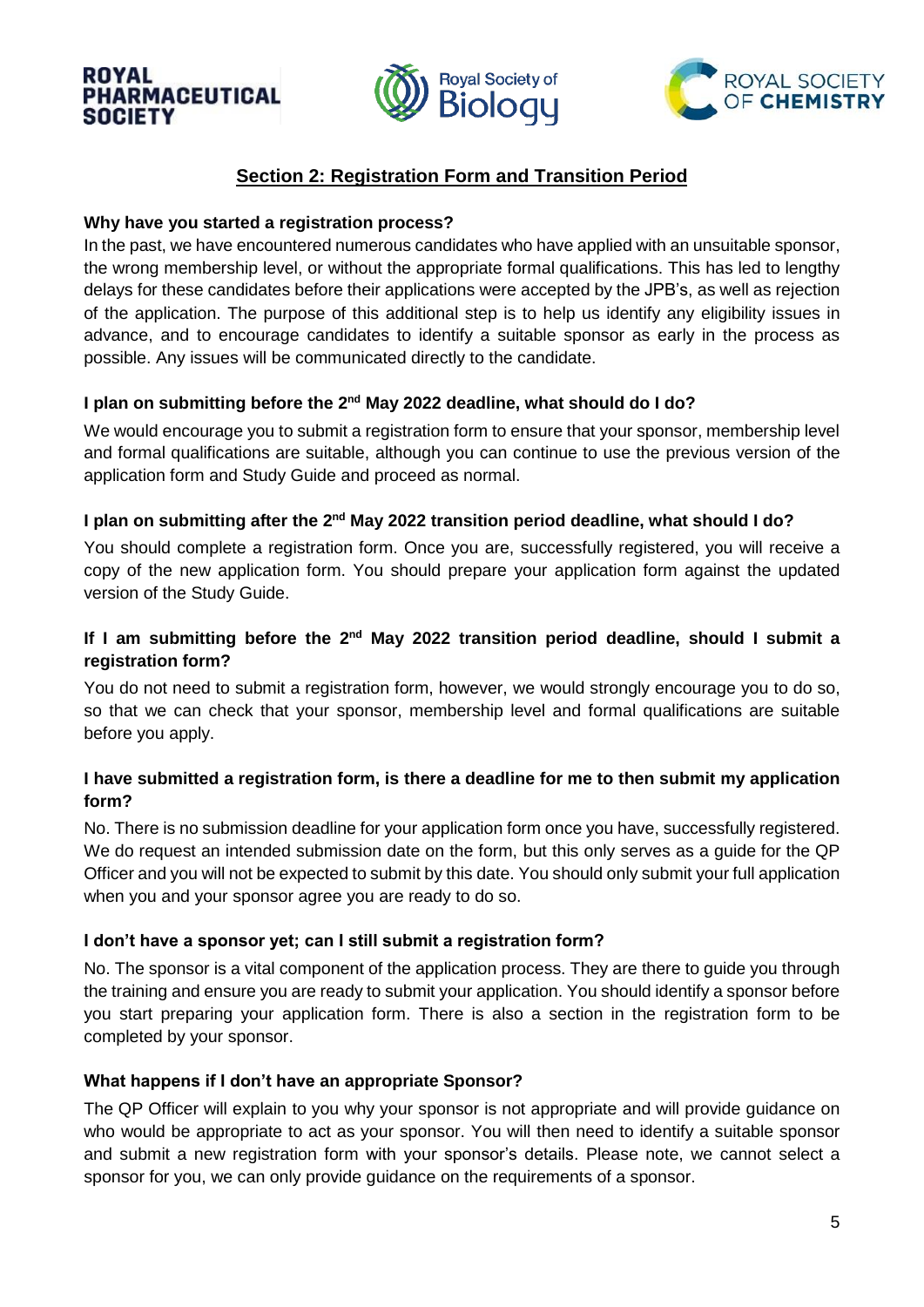## Section 2: Registration Form and Transition Period

**Why have you started a registration process?**

In the past, we have encountered numerous candidates who have applied with an unsuitable sponsor, the wrong membership level, or without the appropriate formal qualifications. This has led to lengthy delays for these candidates before their applications were accepted by the JPB's, as well as rejection of the application. The purpose of this additional step is to help us identify any eligibility issues in advance, and to encourage candidates to identify a suitable sponsor as early in the process as possible. Any issues will be communicated directly to the candidate.

**I plan on submitting before the 2nd May 2022 deadline, what should do I do?**

We would encourage you to submit a registration form to ensure that your sponsor, membership level and formal qualifications are suitable, although you can continue to use the previous version of the application form and Study Guide and proceed as normal.

**I plan on submitting after the 2nd May 2022 transition period deadline, what should I do?**

You should complete a registration form. Once you are, successfully registered, you will receive a copy of the new application form. You should prepare your application form against the updated version of the Study Guide.

**If I am submitting before the 2nd May 2022 transition period deadline, should I submit a registration form?**

You do not need to submit a registration form, however, we would strongly encourage you to do so, so that we can check that your sponsor, membership level and formal qualifications are suitable before you apply.

**I have submitted a registration form, is there a deadline for me to then submit my application form?**

No. There is no submission deadline for your application form once you have, successfully registered. We do request an intended submission date on the form, but this only serves as a guide for the QP Officer and you will not be expected to submit by this date. You should only submit your full application when you and your sponsor agree you are ready to do so.

**I don't have a sponsor yet; can I still submit a registration form?**

No. The sponsor is a vital component of the application process. They are there to guide you through the training and ensure you are ready to submit your application. You should identify a sponsor before you start preparing your application form. There is also a section in the registration form to be completed by your sponsor.

**What happens if I don't have an appropriate Sponsor?**

The QP Officer will explain to you why your sponsor is not appropriate and will provide guidance on who would be appropriate to act as your sponsor. You will then need to identify a suitable sponsor and submit a new registration form with your sponsor's details. Please note, we cannot select a sponsor for you, we can only provide guidance on the requirements of a sponsor.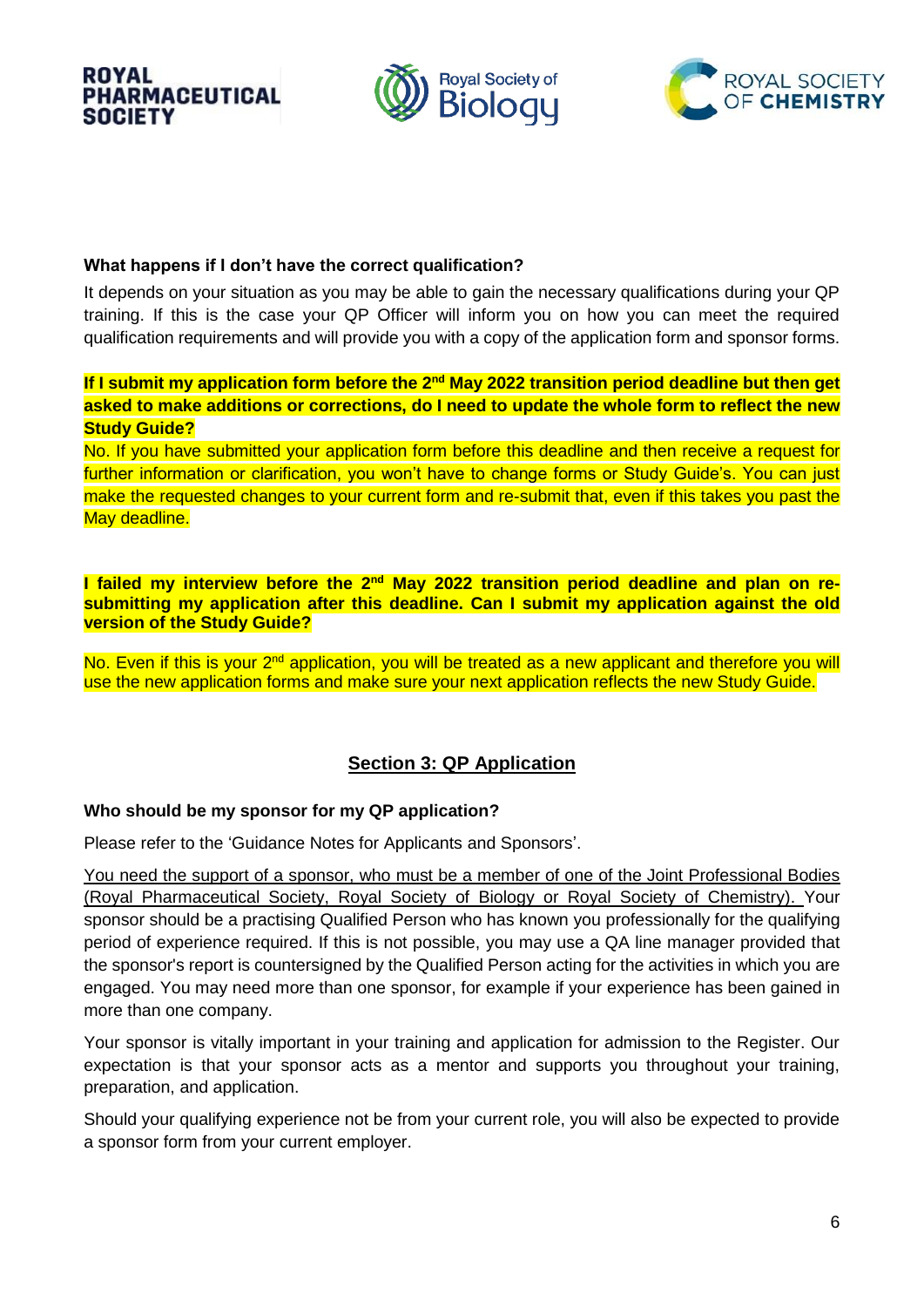**What happens if I don't have the correct qualification?**

It depends on your situation as you may be able to gain the necessary qualifications during your QP training. If this is the case your QP Officer will inform you on how you can meet the required qualification requirements and will provide you with a copy of the application form and sponsor forms.

**If I submit my application form before the 2nd May 2022 transition period deadline but then get asked to make additions or corrections, do I need to update the whole form to reflect the new Study Guide?**

No. If you have submitted your application form before this deadline and then receive a request for further information or clarification, you won't have to change forms or Study Guide's. You can just make the requested changes to your current form and re-submit that, even if this takes you past the May deadline.

**I failed my interview before the 2nd May 2022 transition period deadline and plan on re-submitting my application after this deadline. Can I submit my application against the old version of the Study Guide?**

No. Even if this is your 2nd application, you will be treated as a new applicant and therefore you will use the new application forms and make sure your next application reflects the new Study Guide.

## Section 3: QP Application

**Who should be my sponsor for my QP application?**

Please refer to the 'Guidance Notes for Applicants and Sponsors'.

You need the support of a sponsor, who must be a member of one of the Joint Professional Bodies (Royal Pharmaceutical Society, Royal Society of Biology or Royal Society of Chemistry). Your sponsor should be a practising Qualified Person who has known you professionally for the qualifying period of experience required. If this is not possible, you may use a QA line manager provided that the sponsor's report is countersigned by the Qualified Person acting for the activities in which you are engaged. You may need more than one sponsor, for example if your experience has been gained in more than one company.

Your sponsor is vitally important in your training and application for admission to the Register. Our expectation is that your sponsor acts as a mentor and supports you throughout your training, preparation, and application.

Should your qualifying experience not be from your current role, you will also be expected to provide a sponsor form from your current employer.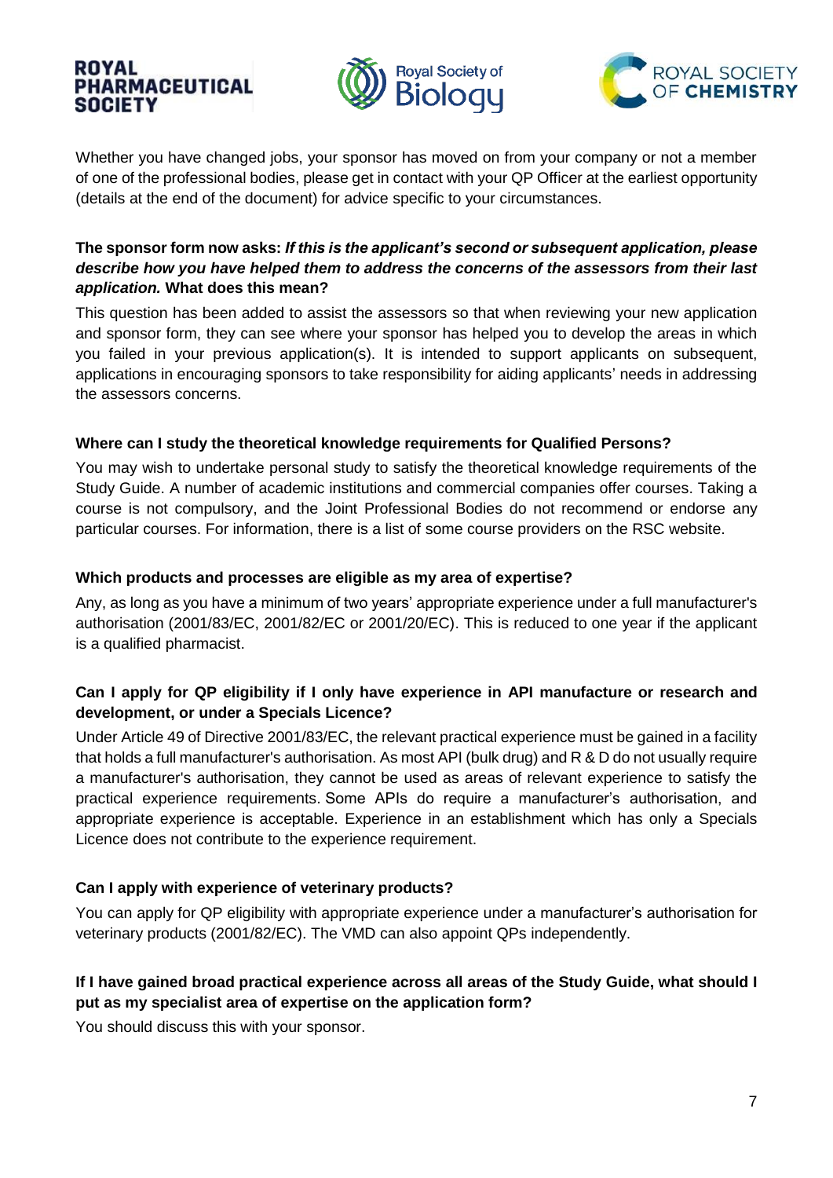Whether you have changed jobs, your sponsor has moved on from your company or not a member of one of the professional bodies, please get in contact with your QP Officer at the earliest opportunity (details at the end of the document) for advice specific to your circumstances.

**The sponsor form now asks:** ***If this is the applicant's second or subsequent application, please describe how you have helped them to address the concerns of the assessors from their last application.*** **What does this mean?**

This question has been added to assist the assessors so that when reviewing your new application and sponsor form, they can see where your sponsor has helped you to develop the areas in which you failed in your previous application(s). It is intended to support applicants on subsequent, applications in encouraging sponsors to take responsibility for aiding applicants' needs in addressing the assessors concerns.

**Where can I study the theoretical knowledge requirements for Qualified Persons?**

You may wish to undertake personal study to satisfy the theoretical knowledge requirements of the Study Guide. A number of academic institutions and commercial companies offer courses. Taking a course is not compulsory, and the Joint Professional Bodies do not recommend or endorse any particular courses. For information, there is a list of some course providers on the RSC website.

**Which products and processes are eligible as my area of expertise?**

Any, as long as you have a minimum of two years' appropriate experience under a full manufacturer's authorisation (2001/83/EC, 2001/82/EC or 2001/20/EC). This is reduced to one year if the applicant is a qualified pharmacist.

**Can I apply for QP eligibility if I only have experience in API manufacture or research and development, or under a Specials Licence?**

Under Article 49 of Directive 2001/83/EC, the relevant practical experience must be gained in a facility that holds a full manufacturer's authorisation. As most API (bulk drug) and R & D do not usually require a manufacturer's authorisation, they cannot be used as areas of relevant experience to satisfy the practical experience requirements. Some APIs do require a manufacturer's authorisation, and appropriate experience is acceptable. Experience in an establishment which has only a Specials Licence does not contribute to the experience requirement.

**Can I apply with experience of veterinary products?**

You can apply for QP eligibility with appropriate experience under a manufacturer's authorisation for veterinary products (2001/82/EC). The VMD can also appoint QPs independently.

**If I have gained broad practical experience across all areas of the Study Guide, what should I put as my specialist area of expertise on the application form?**

You should discuss this with your sponsor.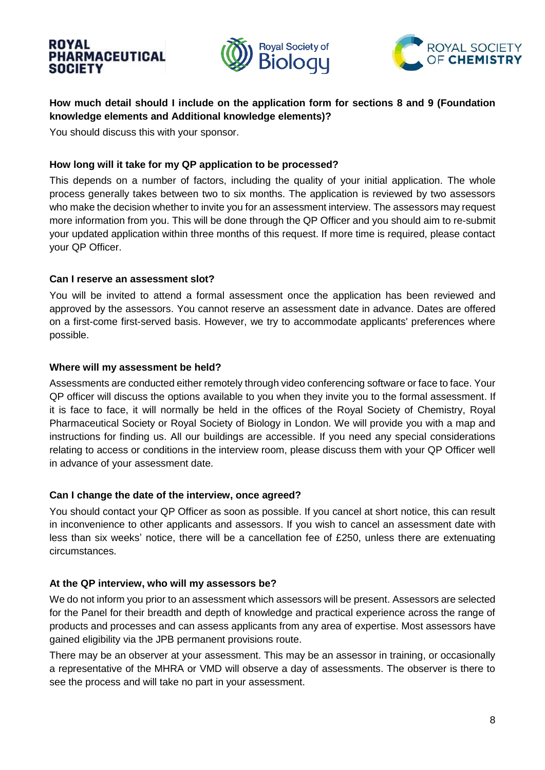**How much detail should I include on the application form for sections 8 and 9 (Foundation knowledge elements and Additional knowledge elements)?**

You should discuss this with your sponsor.

**How long will it take for my QP application to be processed?**

This depends on a number of factors, including the quality of your initial application. The whole process generally takes between two to six months. The application is reviewed by two assessors who make the decision whether to invite you for an assessment interview. The assessors may request more information from you. This will be done through the QP Officer and you should aim to re-submit your updated application within three months of this request. If more time is required, please contact your QP Officer.

**Can I reserve an assessment slot?**

You will be invited to attend a formal assessment once the application has been reviewed and approved by the assessors. You cannot reserve an assessment date in advance. Dates are offered on a first-come first-served basis. However, we try to accommodate applicants' preferences where possible.

**Where will my assessment be held?**

Assessments are conducted either remotely through video conferencing software or face to face. Your QP officer will discuss the options available to you when they invite you to the formal assessment. If it is face to face, it will normally be held in the offices of the Royal Society of Chemistry, Royal Pharmaceutical Society or Royal Society of Biology in London. We will provide you with a map and instructions for finding us. All our buildings are accessible. If you need any special considerations relating to access or conditions in the interview room, please discuss them with your QP Officer well in advance of your assessment date.

**Can I change the date of the interview, once agreed?**

You should contact your QP Officer as soon as possible. If you cancel at short notice, this can result in inconvenience to other applicants and assessors. If you wish to cancel an assessment date with less than six weeks' notice, there will be a cancellation fee of £250, unless there are extenuating circumstances.

**At the QP interview, who will my assessors be?**

We do not inform you prior to an assessment which assessors will be present. Assessors are selected for the Panel for their breadth and depth of knowledge and practical experience across the range of products and processes and can assess applicants from any area of expertise. Most assessors have gained eligibility via the JPB permanent provisions route.

There may be an observer at your assessment. This may be an assessor in training, or occasionally a representative of the MHRA or VMD will observe a day of assessments. The observer is there to see the process and will take no part in your assessment.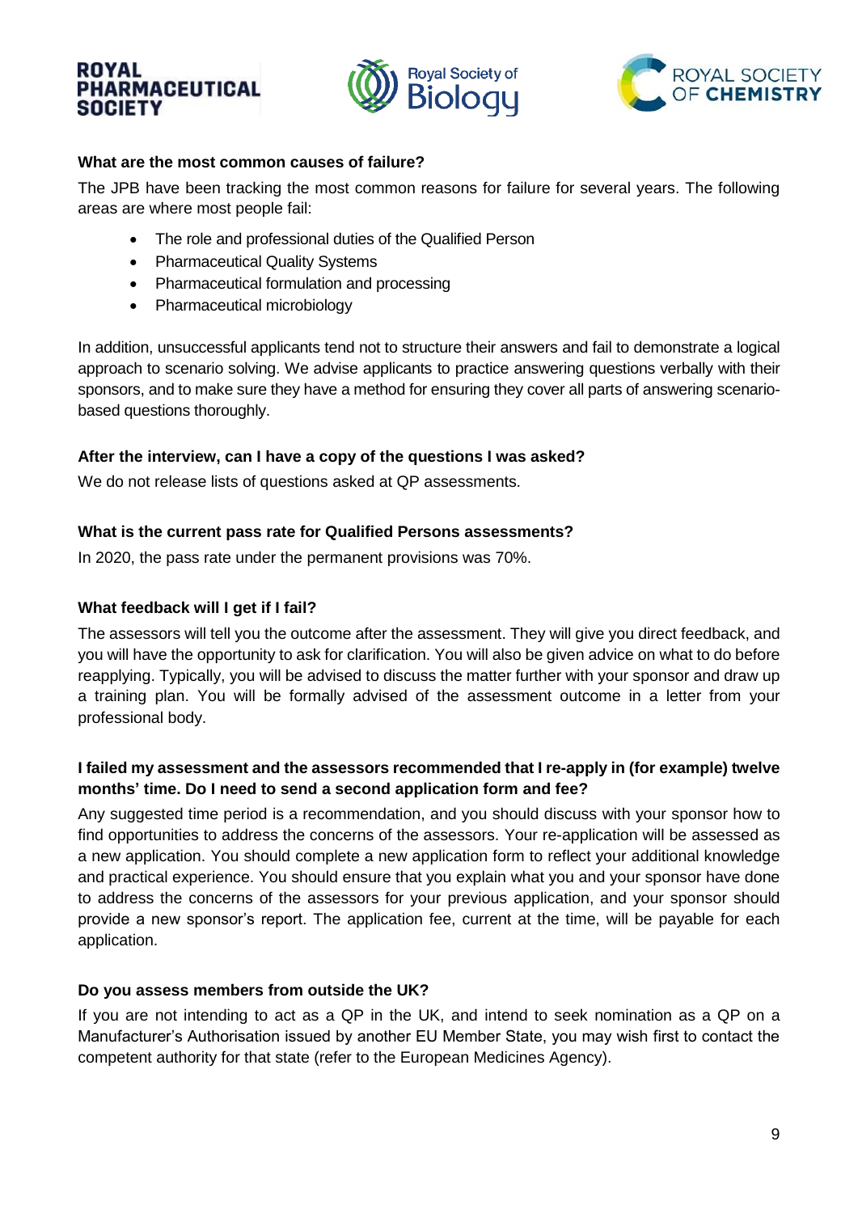**What are the most common causes of failure?**

The JPB have been tracking the most common reasons for failure for several years. The following areas are where most people fail:

- The role and professional duties of the Qualified Person
- Pharmaceutical Quality Systems
- Pharmaceutical formulation and processing
- Pharmaceutical microbiology

In addition, unsuccessful applicants tend not to structure their answers and fail to demonstrate a logical approach to scenario solving. We advise applicants to practice answering questions verbally with their sponsors, and to make sure they have a method for ensuring they cover all parts of answering scenario-based questions thoroughly.

**After the interview, can I have a copy of the questions I was asked?**

We do not release lists of questions asked at QP assessments.

**What is the current pass rate for Qualified Persons assessments?**

In 2020, the pass rate under the permanent provisions was 70%.

**What feedback will I get if I fail?**

The assessors will tell you the outcome after the assessment. They will give you direct feedback, and you will have the opportunity to ask for clarification. You will also be given advice on what to do before reapplying. Typically, you will be advised to discuss the matter further with your sponsor and draw up a training plan. You will be formally advised of the assessment outcome in a letter from your professional body.

**I failed my assessment and the assessors recommended that I re-apply in (for example) twelve months' time. Do I need to send a second application form and fee?**

Any suggested time period is a recommendation, and you should discuss with your sponsor how to find opportunities to address the concerns of the assessors. Your re-application will be assessed as a new application. You should complete a new application form to reflect your additional knowledge and practical experience. You should ensure that you explain what you and your sponsor have done to address the concerns of the assessors for your previous application, and your sponsor should provide a new sponsor's report. The application fee, current at the time, will be payable for each application.

**Do you assess members from outside the UK?**

If you are not intending to act as a QP in the UK, and intend to seek nomination as a QP on a Manufacturer's Authorisation issued by another EU Member State, you may wish first to contact the competent authority for that state (refer to the European Medicines Agency).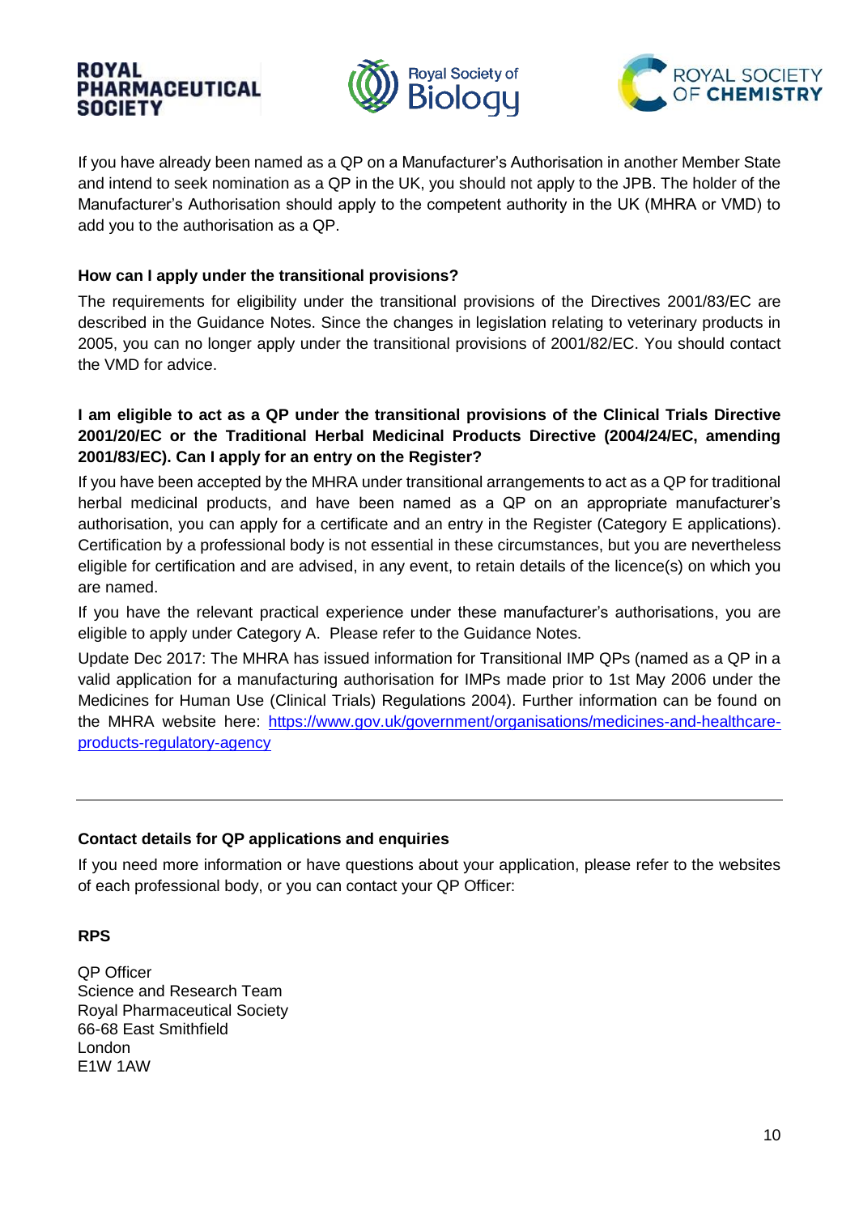If you have already been named as a QP on a Manufacturer's Authorisation in another Member State and intend to seek nomination as a QP in the UK, you should not apply to the JPB. The holder of the Manufacturer's Authorisation should apply to the competent authority in the UK (MHRA or VMD) to add you to the authorisation as a QP.

**How can I apply under the transitional provisions?**

The requirements for eligibility under the transitional provisions of the Directives 2001/83/EC are described in the Guidance Notes. Since the changes in legislation relating to veterinary products in 2005, you can no longer apply under the transitional provisions of 2001/82/EC. You should contact the VMD for advice.

**I am eligible to act as a QP under the transitional provisions of the Clinical Trials Directive 2001/20/EC or the Traditional Herbal Medicinal Products Directive (2004/24/EC, amending 2001/83/EC). Can I apply for an entry on the Register?**

If you have been accepted by the MHRA under transitional arrangements to act as a QP for traditional herbal medicinal products, and have been named as a QP on an appropriate manufacturer's authorisation, you can apply for a certificate and an entry in the Register (Category E applications). Certification by a professional body is not essential in these circumstances, but you are nevertheless eligible for certification and are advised, in any event, to retain details of the licence(s) on which you are named.

If you have the relevant practical experience under these manufacturer's authorisations, you are eligible to apply under Category A. Please refer to the Guidance Notes.

Update Dec 2017: The MHRA has issued information for Transitional IMP QPs (named as a QP in a valid application for a manufacturing authorisation for IMPs made prior to 1st May 2006 under the Medicines for Human Use (Clinical Trials) Regulations 2004). Further information can be found on the MHRA website here: [https://www.gov.uk/government/organisations/medicines-and-healthcare-products-regulatory-agency](https://www.gov.uk/government/organisations/medicines-and-healthcare-products-regulatory-agency)

---

**Contact details for QP applications and enquiries**

If you need more information or have questions about your application, please refer to the websites of each professional body, or you can contact your QP Officer:

**RPS**

QP Officer  
Science and Research Team  
Royal Pharmaceutical Society  
66-68 East Smithfield  
London  
E1W 1AW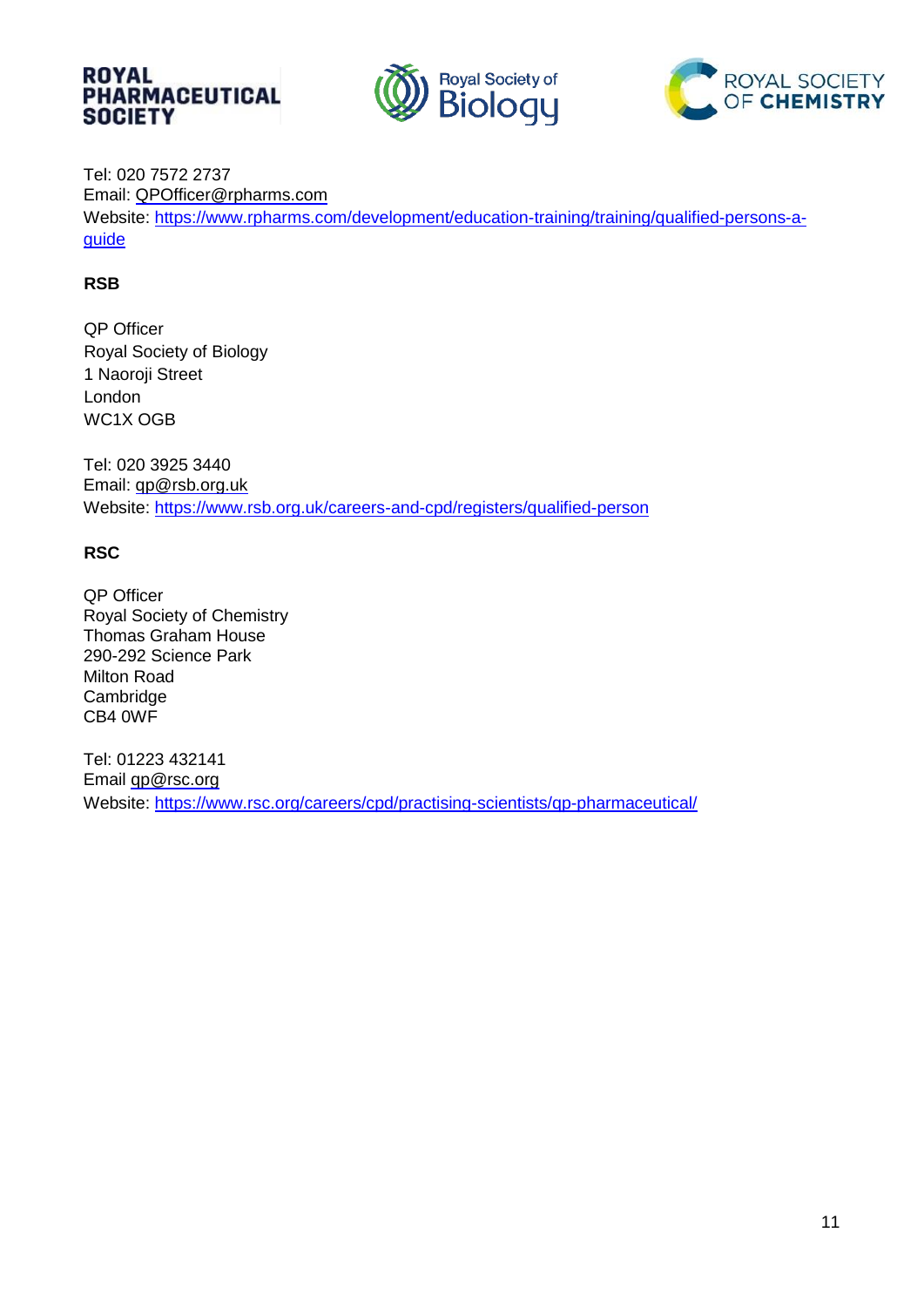Tel: 020 7572 2737
Email: QPOfficer@rpharms.com
Website: https://www.rpharms.com/development/education-training/training/qualified-persons-a-guide

**RSB**

QP Officer
Royal Society of Biology
1 Naoroji Street
London
WC1X OGB

Tel: 020 3925 3440
Email: qp@rsb.org.uk
Website: https://www.rsb.org.uk/careers-and-cpd/registers/qualified-person

**RSC**

QP Officer
Royal Society of Chemistry
Thomas Graham House
290-292 Science Park
Milton Road
Cambridge
CB4 0WF

Tel: 01223 432141
Email qp@rsc.org
Website: https://www.rsc.org/careers/cpd/practising-scientists/qp-pharmaceutical/